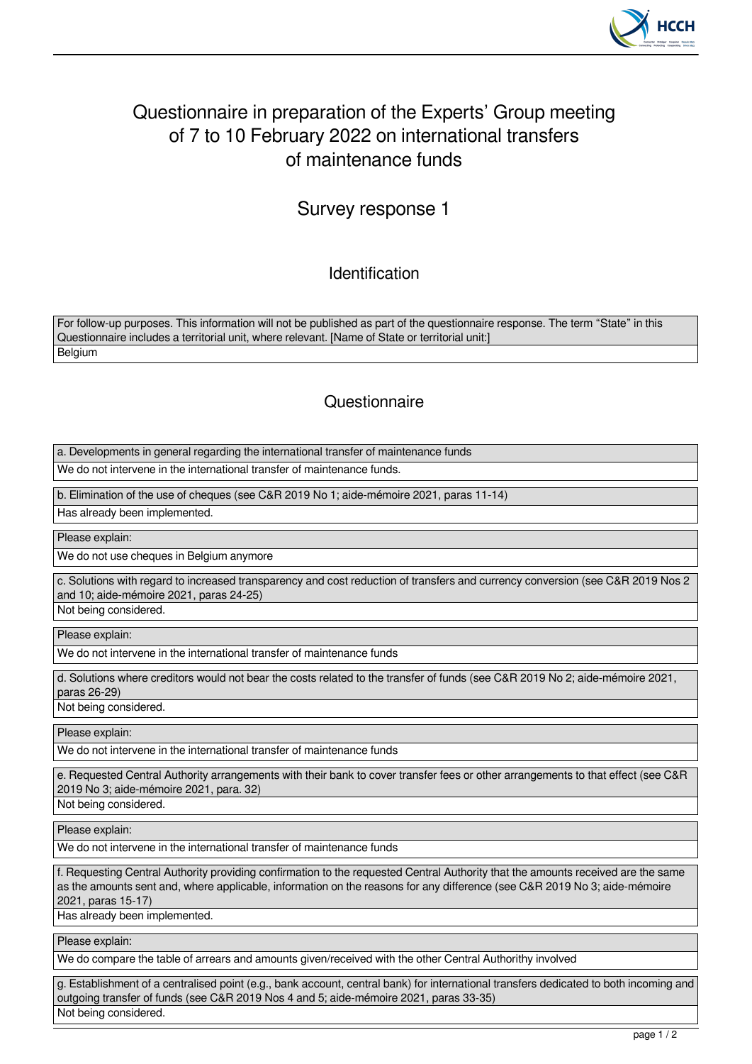# Questionnaire in preparation of the Experts' Group meeting of 7 to 10 February 2022 on international transfers of maintenance funds

## Survey response 1

### Identification

For follow-up purposes. This information will not be published as part of the questionnaire response. The term "State" in this Questionnaire includes a territorial unit, where relevant. [Name of State or territorial unit:]

Belgium

### Questionnaire

**a. Developments in general regarding the international transfer of maintenance funds**

We do not intervene in the international transfer of maintenance funds.

**b. Elimination of the use of cheques (see C&R 2019 No 1; aide-mémoire 2021, paras 11-14)**

Has already been implemented.

**Please explain:**

We do not use cheques in Belgium anymore

**c. Solutions with regard to increased transparency and cost reduction of transfers and currency conversion (see C&R 2019 Nos 2 and 10; aide-mémoire 2021, paras 24-25)**

Not being considered.

**Please explain:**

We do not intervene in the international transfer of maintenance funds

**d. Solutions where creditors would not bear the costs related to the transfer of funds (see C&R 2019 No 2; aide-mémoire 2021, paras 26-29)**

Not being considered.

**Please explain:**

We do not intervene in the international transfer of maintenance funds

**e. Requested Central Authority arrangements with their bank to cover transfer fees or other arrangements to that effect (see C&R 2019 No 3; aide-mémoire 2021, para. 32)**

Not being considered.

**Please explain:**

We do not intervene in the international transfer of maintenance funds

**f. Requesting Central Authority providing confirmation to the requested Central Authority that the amounts received are the same as the amounts sent and, where applicable, information on the reasons for any difference (see C&R 2019 No 3; aide-mémoire 2021, paras 15-17)**

Has already been implemented.

**Please explain:**

We do compare the table of arrears and amounts given/received with the other Central Authority involved

**g. Establishment of a centralised point (e.g., bank account, central bank) for international transfers dedicated to both incoming and outgoing transfer of funds (see C&R 2019 Nos 4 and 5; aide-mémoire 2021, paras 33-35)**

Not being considered.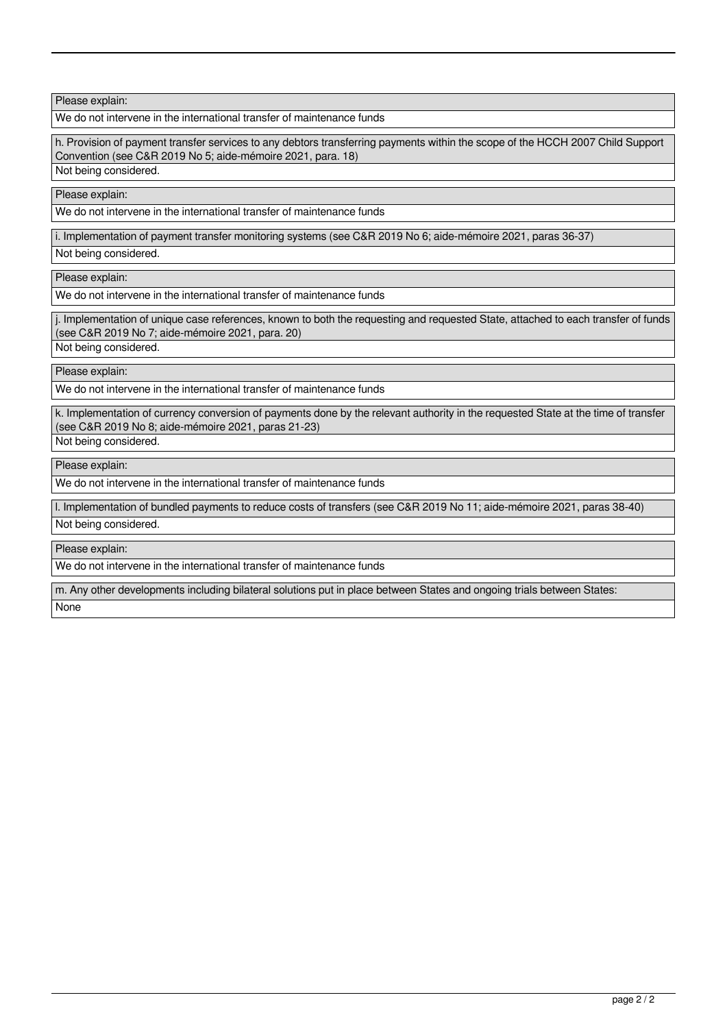Please explain:

We do not intervene in the international transfer of maintenance funds

h. Provision of payment transfer services to any debtors transferring payments within the scope of the HCCH 2007 Child Support Convention (see C&R 2019 No 5; aide-mémoire 2021, para. 18)

Not being considered.

Please explain:

We do not intervene in the international transfer of maintenance funds

i. Implementation of payment transfer monitoring systems (see C&R 2019 No 6; aide-mémoire 2021, paras 36-37)

Not being considered.

Please explain:

We do not intervene in the international transfer of maintenance funds

j. Implementation of unique case references, known to both the requesting and requested State, attached to each transfer of funds (see C&R 2019 No 7; aide-mémoire 2021, para. 20)

Not being considered.

Please explain:

We do not intervene in the international transfer of maintenance funds

k. Implementation of currency conversion of payments done by the relevant authority in the requested State at the time of transfer (see C&R 2019 No 8; aide-mémoire 2021, paras 21-23)

Not being considered.

Please explain:

We do not intervene in the international transfer of maintenance funds

l. Implementation of bundled payments to reduce costs of transfers (see C&R 2019 No 11; aide-mémoire 2021, paras 38-40)

Not being considered.

Please explain:

We do not intervene in the international transfer of maintenance funds

m. Any other developments including bilateral solutions put in place between States and ongoing trials between States:

None